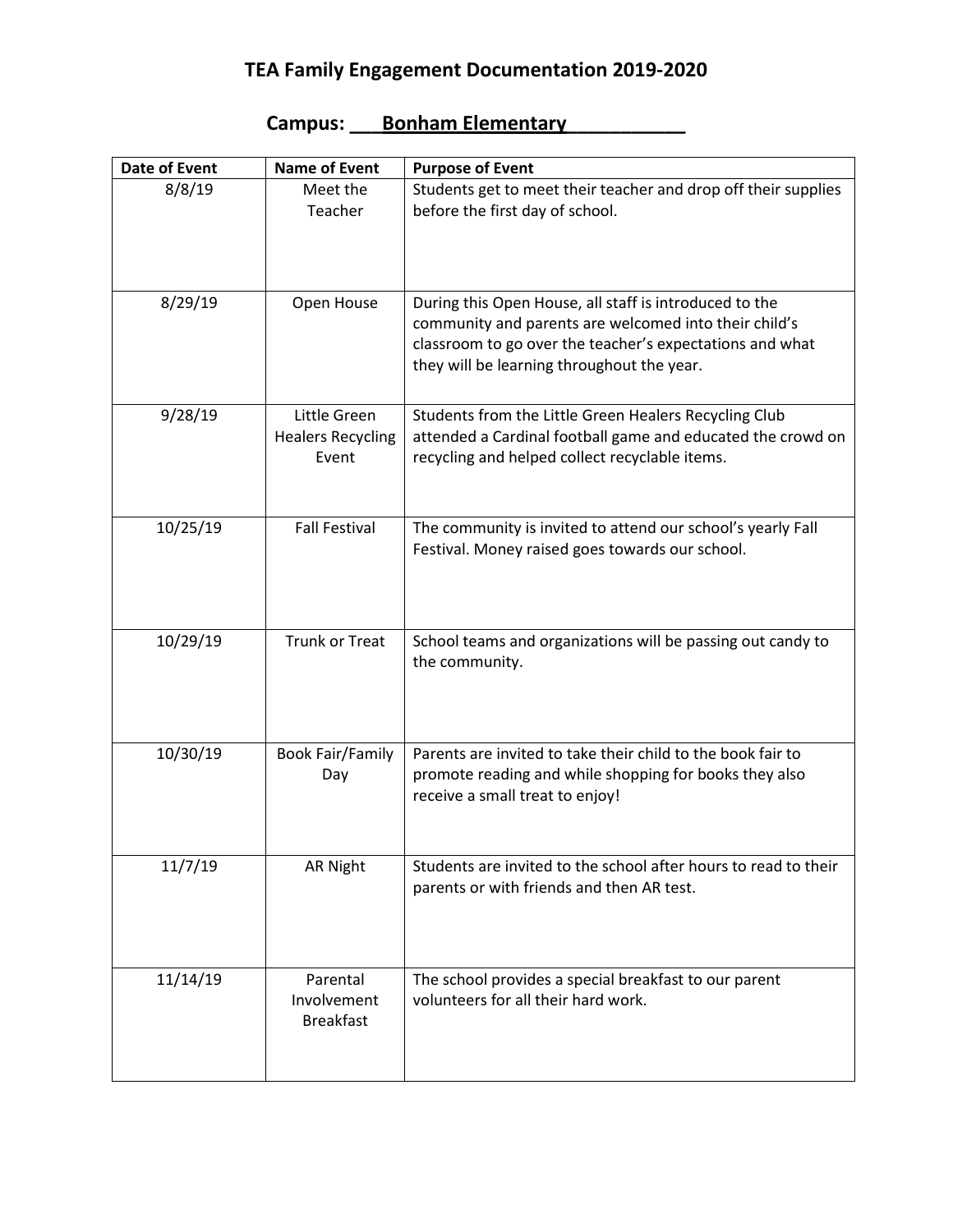# TEA Family Engagement Documentation 2019-2020

## Campus: ___Bonham Elementary___________

| Date of Event | Name of Event | Purpose of Event |
|---|---|---|
| 8/8/19 | Meet the Teacher | Students get to meet their teacher and drop off their supplies before the first day of school. |
| 8/29/19 | Open House | During this Open House, all staff is introduced to the community and parents are welcomed into their child's classroom to go over the teacher's expectations and what they will be learning throughout the year. |
| 9/28/19 | Little Green Healers Recycling Event | Students from the Little Green Healers Recycling Club attended a Cardinal football game and educated the crowd on recycling and helped collect recyclable items. |
| 10/25/19 | Fall Festival | The community is invited to attend our school's yearly Fall Festival. Money raised goes towards our school. |
| 10/29/19 | Trunk or Treat | School teams and organizations will be passing out candy to the community. |
| 10/30/19 | Book Fair/Family Day | Parents are invited to take their child to the book fair to promote reading and while shopping for books they also receive a small treat to enjoy! |
| 11/7/19 | AR Night | Students are invited to the school after hours to read to their parents or with friends and then AR test. |
| 11/14/19 | Parental Involvement Breakfast | The school provides a special breakfast to our parent volunteers for all their hard work. |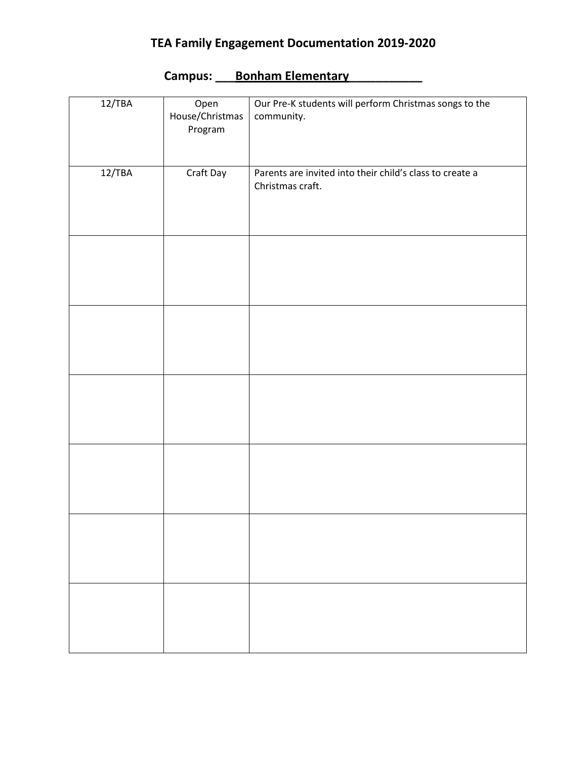# TEA Family Engagement Documentation 2019-2020

## Campus: ___Bonham Elementary___________

| | | |
|---|---|---|
| 12/TBA | Open House/Christmas Program | Our Pre-K students will perform Christmas songs to the community. |
| 12/TBA | Craft Day | Parents are invited into their child's class to create a Christmas craft. |
| | | |
| | | |
| | | |
| | | |
| | | |
| | | |